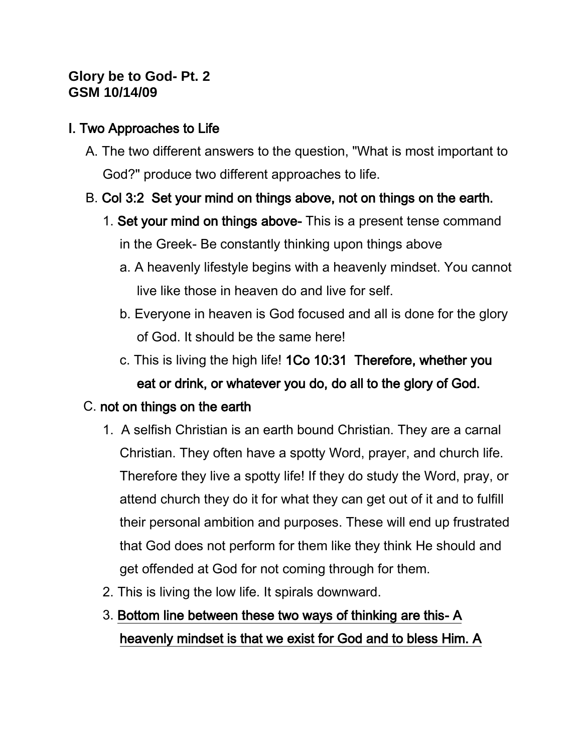**Glory be to God- Pt. 2**
**GSM 10/14/09**

## I. Two Approaches to Life

A. The two different answers to the question, "What is most important to God?" produce two different approaches to life.

B. **Col 3:2 Set your mind on things above, not on things on the earth.**

1. **Set your mind on things above-** This is a present tense command in the Greek- Be constantly thinking upon things above

   a. A heavenly lifestyle begins with a heavenly mindset. You cannot live like those in heaven do and live for self.

   b. Everyone in heaven is God focused and all is done for the glory of God. It should be the same here!

   c. This is living the high life! **1Co 10:31 Therefore, whether you eat or drink, or whatever you do, do all to the glory of God.**

C. **not on things on the earth**

1. A selfish Christian is an earth bound Christian. They are a carnal Christian. They often have a spotty Word, prayer, and church life. Therefore they live a spotty life! If they do study the Word, pray, or attend church they do it for what they can get out of it and to fulfill their personal ambition and purposes. These will end up frustrated that God does not perform for them like they think He should and get offended at God for not coming through for them.

2. This is living the low life. It spirals downward.

3. **Bottom line between these two ways of thinking are this- A heavenly mindset is that we exist for God and to bless Him. A**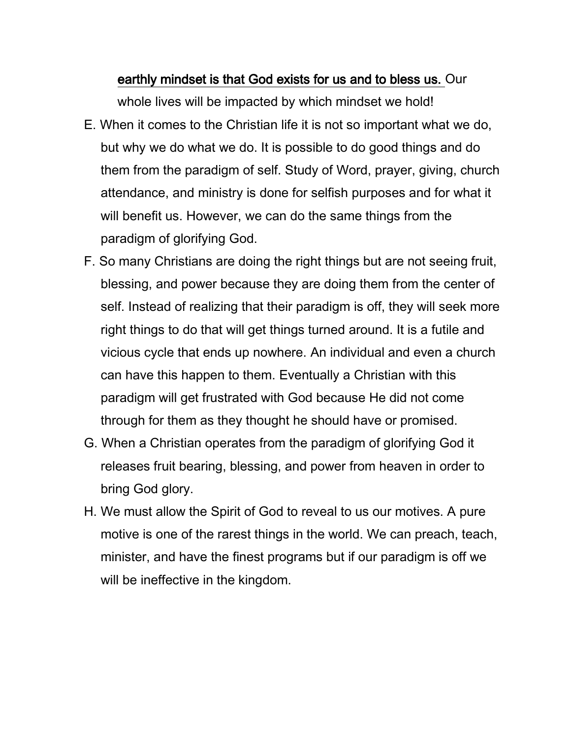**<u>earthly mindset is that God exists for us and to bless us.</u>** Our whole lives will be impacted by which mindset we hold!

E. When it comes to the Christian life it is not so important what we do, but why we do what we do. It is possible to do good things and do them from the paradigm of self. Study of Word, prayer, giving, church attendance, and ministry is done for selfish purposes and for what it will benefit us. However, we can do the same things from the paradigm of glorifying God.

F. So many Christians are doing the right things but are not seeing fruit, blessing, and power because they are doing them from the center of self. Instead of realizing that their paradigm is off, they will seek more right things to do that will get things turned around. It is a futile and vicious cycle that ends up nowhere. An individual and even a church can have this happen to them. Eventually a Christian with this paradigm will get frustrated with God because He did not come through for them as they thought he should have or promised.

G. When a Christian operates from the paradigm of glorifying God it releases fruit bearing, blessing, and power from heaven in order to bring God glory.

H. We must allow the Spirit of God to reveal to us our motives. A pure motive is one of the rarest things in the world. We can preach, teach, minister, and have the finest programs but if our paradigm is off we will be ineffective in the kingdom.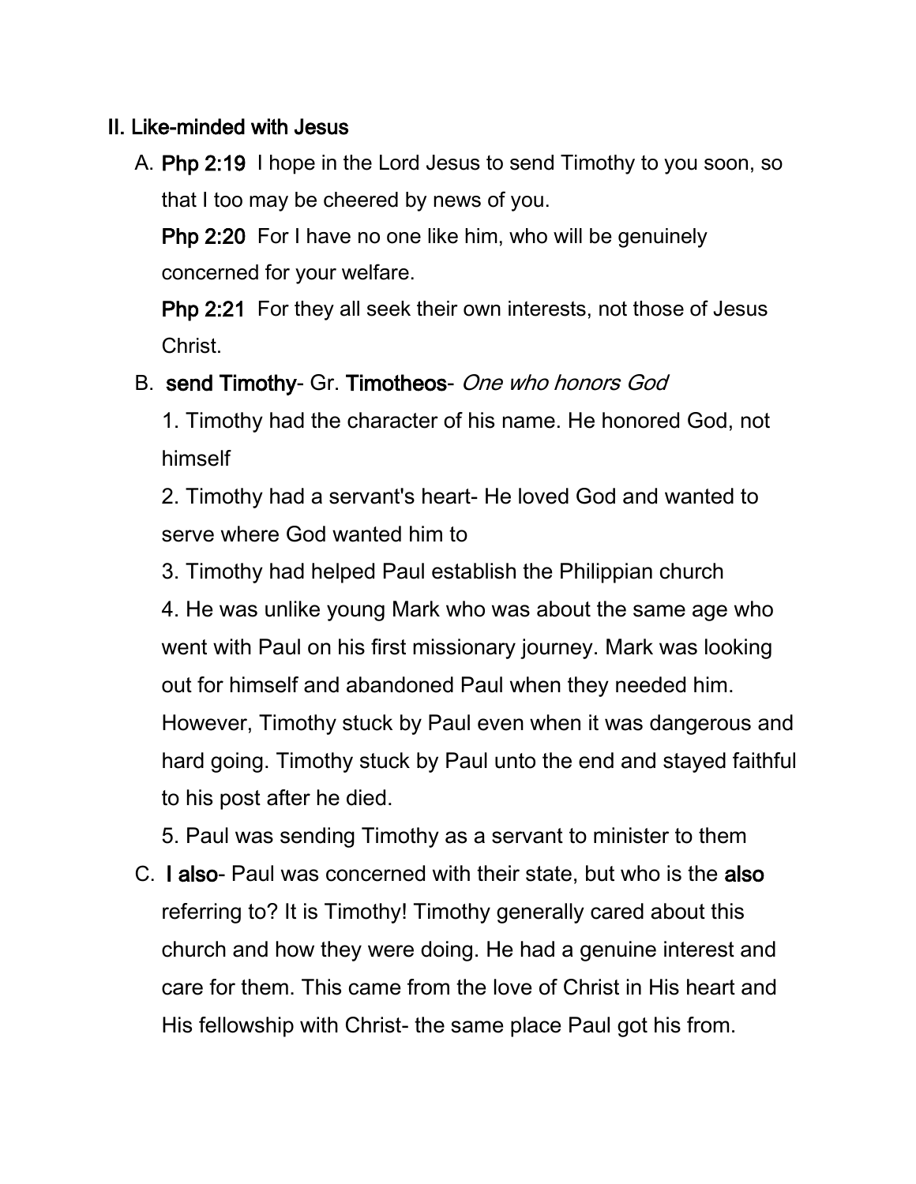## II. Like-minded with Jesus

A. **Php 2:19** I hope in the Lord Jesus to send Timothy to you soon, so that I too may be cheered by news of you.

   **Php 2:20** For I have no one like him, who will be genuinely concerned for your welfare.

   **Php 2:21** For they all seek their own interests, not those of Jesus Christ.

B. **send Timothy**- Gr. **Timotheos**- *One who honors God*

   1. Timothy had the character of his name. He honored God, not himself

   2. Timothy had a servant's heart- He loved God and wanted to serve where God wanted him to

   3. Timothy had helped Paul establish the Philippian church

   4. He was unlike young Mark who was about the same age who went with Paul on his first missionary journey. Mark was looking out for himself and abandoned Paul when they needed him. However, Timothy stuck by Paul even when it was dangerous and hard going. Timothy stuck by Paul unto the end and stayed faithful to his post after he died.

   5. Paul was sending Timothy as a servant to minister to them

C. **I also**- Paul was concerned with their state, but who is the **also** referring to? It is Timothy! Timothy generally cared about this church and how they were doing. He had a genuine interest and care for them. This came from the love of Christ in His heart and His fellowship with Christ- the same place Paul got his from.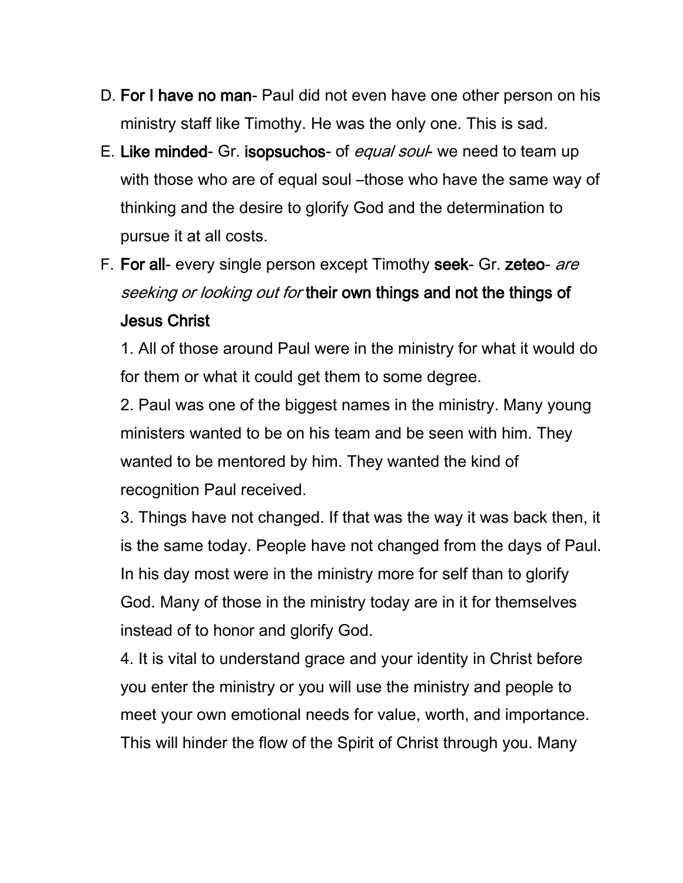D. **For I have no man**- Paul did not even have one other person on his ministry staff like Timothy. He was the only one. This is sad.

E. **Like minded**- Gr. **isopsuchos**- of *equal soul*- we need to team up with those who are of equal soul –those who have the same way of thinking and the desire to glorify God and the determination to pursue it at all costs.

F. **For all**- every single person except Timothy **seek**- Gr. **zeteo**- *are seeking or looking out for* **their own things and not the things of Jesus Christ**

   1. All of those around Paul were in the ministry for what it would do for them or what it could get them to some degree.
   2. Paul was one of the biggest names in the ministry. Many young ministers wanted to be on his team and be seen with him. They wanted to be mentored by him. They wanted the kind of recognition Paul received.
   3. Things have not changed. If that was the way it was back then, it is the same today. People have not changed from the days of Paul. In his day most were in the ministry more for self than to glorify God. Many of those in the ministry today are in it for themselves instead of to honor and glorify God.
   4. It is vital to understand grace and your identity in Christ before you enter the ministry or you will use the ministry and people to meet your own emotional needs for value, worth, and importance. This will hinder the flow of the Spirit of Christ through you. Many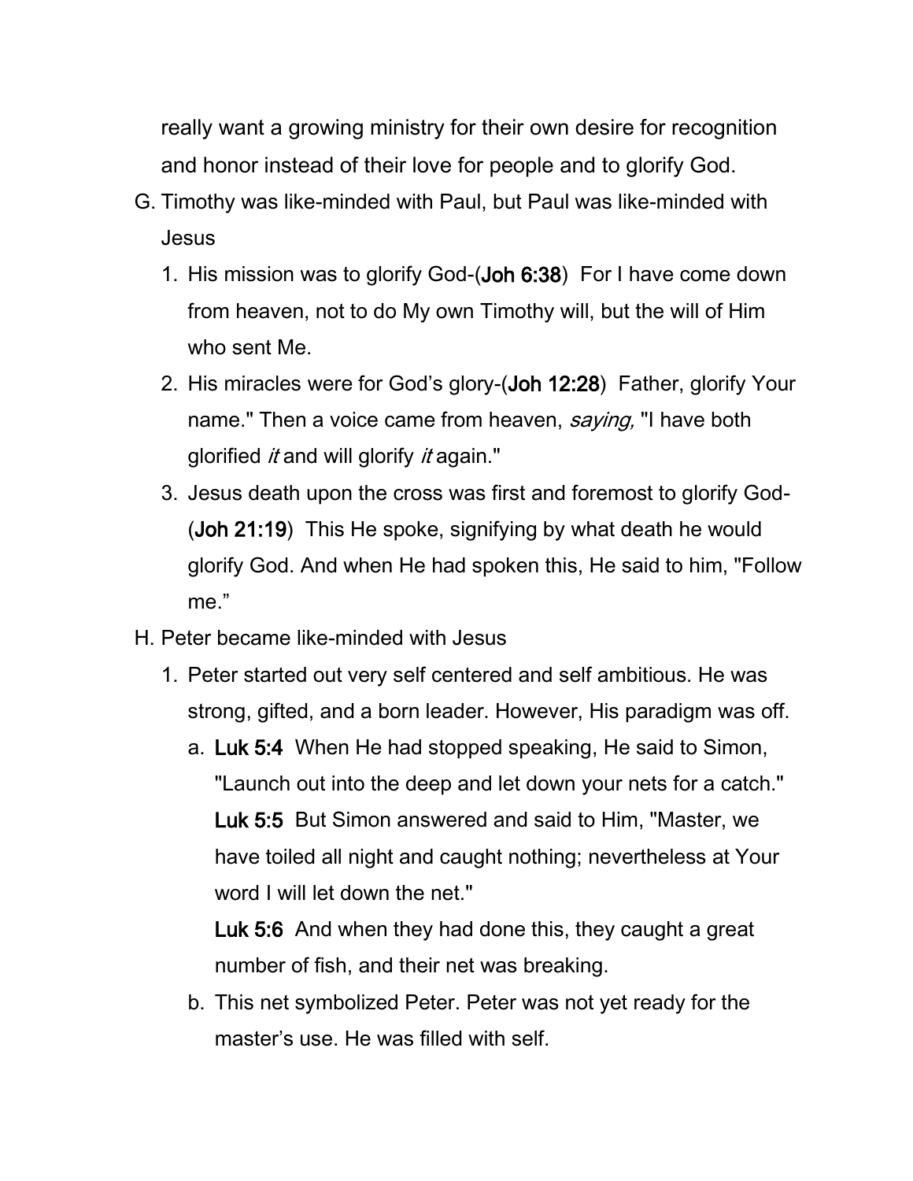really want a growing ministry for their own desire for recognition and honor instead of their love for people and to glorify God.

G. Timothy was like-minded with Paul, but Paul was like-minded with Jesus
   1. His mission was to glorify God-(**Joh 6:38**)  For I have come down from heaven, not to do My own Timothy will, but the will of Him who sent Me.
   2. His miracles were for God's glory-(**Joh 12:28**)  Father, glorify Your name." Then a voice came from heaven, *saying,* "I have both glorified *it* and will glorify *it* again."
   3. Jesus death upon the cross was first and foremost to glorify God-(**Joh 21:19**)  This He spoke, signifying by what death he would glorify God. And when He had spoken this, He said to him, "Follow me."

H. Peter became like-minded with Jesus
   1. Peter started out very self centered and self ambitious. He was strong, gifted, and a born leader. However, His paradigm was off.
      a. **Luk 5:4**  When He had stopped speaking, He said to Simon, "Launch out into the deep and let down your nets for a catch."
         **Luk 5:5**  But Simon answered and said to Him, "Master, we have toiled all night and caught nothing; nevertheless at Your word I will let down the net."
         **Luk 5:6**  And when they had done this, they caught a great number of fish, and their net was breaking.
      b. This net symbolized Peter. Peter was not yet ready for the master's use. He was filled with self.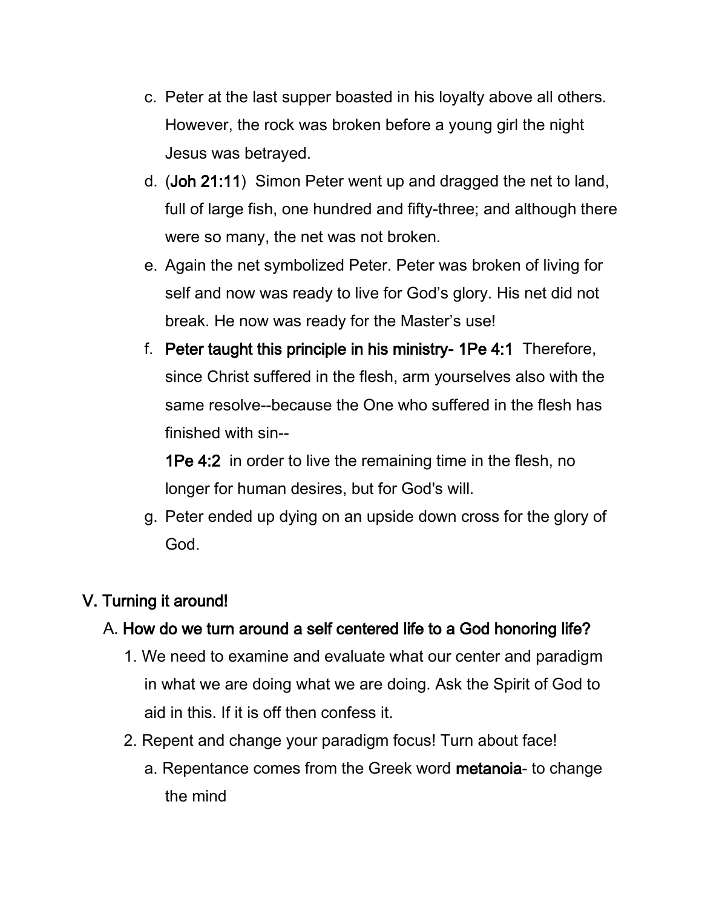c. Peter at the last supper boasted in his loyalty above all others. However, the rock was broken before a young girl the night Jesus was betrayed.

d. (**Joh 21:11**) Simon Peter went up and dragged the net to land, full of large fish, one hundred and fifty-three; and although there were so many, the net was not broken.

e. Again the net symbolized Peter. Peter was broken of living for self and now was ready to live for God's glory. His net did not break. He now was ready for the Master's use!

f. **Peter taught this principle in his ministry- 1Pe 4:1** Therefore, since Christ suffered in the flesh, arm yourselves also with the same resolve--because the One who suffered in the flesh has finished with sin--

   **1Pe 4:2** in order to live the remaining time in the flesh, no longer for human desires, but for God's will.

g. Peter ended up dying on an upside down cross for the glory of God.

## V. Turning it around!

### A. How do we turn around a self centered life to a God honoring life?

1. We need to examine and evaluate what our center and paradigm in what we are doing what we are doing. Ask the Spirit of God to aid in this. If it is off then confess it.
2. Repent and change your paradigm focus! Turn about face!
   a. Repentance comes from the Greek word **metanoia**- to change the mind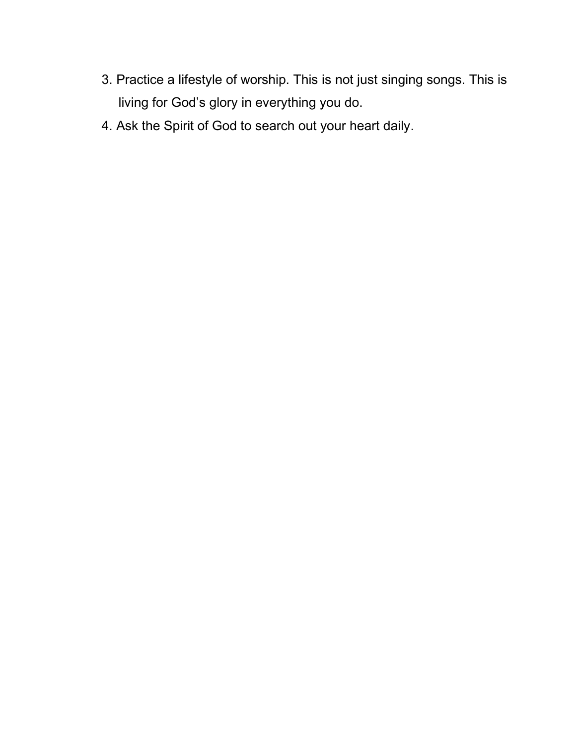3. Practice a lifestyle of worship. This is not just singing songs. This is living for God's glory in everything you do.
4. Ask the Spirit of God to search out your heart daily.